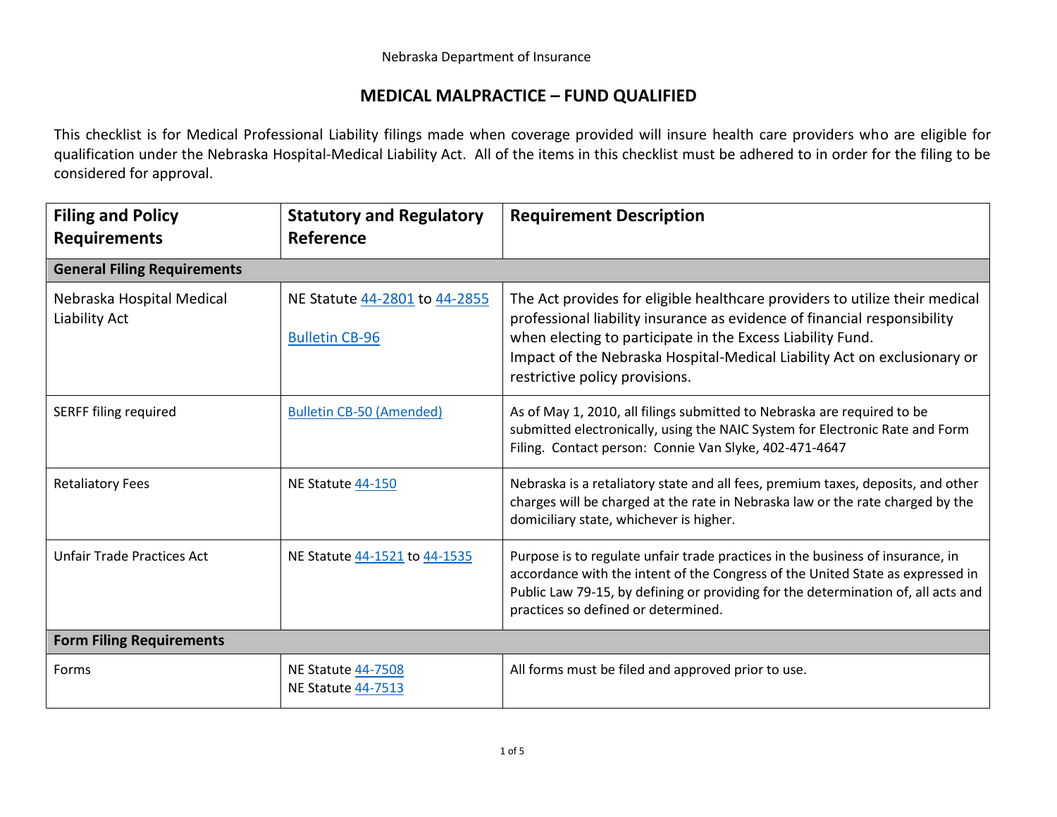Nebraska Department of Insurance

# MEDICAL MALPRACTICE – FUND QUALIFIED

This checklist is for Medical Professional Liability filings made when coverage provided will insure health care providers who are eligible for qualification under the Nebraska Hospital-Medical Liability Act. All of the items in this checklist must be adhered to in order for the filing to be considered for approval.

| Filing and Policy Requirements | Statutory and Regulatory Reference | Requirement Description |
|---|---|---|
| **General Filing Requirements** | | |
| Nebraska Hospital Medical Liability Act | NE Statute 44-2801 to 44-2855<br><br>Bulletin CB-96 | The Act provides for eligible healthcare providers to utilize their medical professional liability insurance as evidence of financial responsibility when electing to participate in the Excess Liability Fund.<br>Impact of the Nebraska Hospital-Medical Liability Act on exclusionary or restrictive policy provisions. |
| SERFF filing required | Bulletin CB-50 (Amended) | As of May 1, 2010, all filings submitted to Nebraska are required to be submitted electronically, using the NAIC System for Electronic Rate and Form Filing. Contact person: Connie Van Slyke, 402-471-4647 |
| Retaliatory Fees | NE Statute 44-150 | Nebraska is a retaliatory state and all fees, premium taxes, deposits, and other charges will be charged at the rate in Nebraska law or the rate charged by the domiciliary state, whichever is higher. |
| Unfair Trade Practices Act | NE Statute 44-1521 to 44-1535 | Purpose is to regulate unfair trade practices in the business of insurance, in accordance with the intent of the Congress of the United State as expressed in Public Law 79-15, by defining or providing for the determination of, all acts and practices so defined or determined. |
| **Form Filing Requirements** | | |
| Forms | NE Statute 44-7508<br>NE Statute 44-7513 | All forms must be filed and approved prior to use. |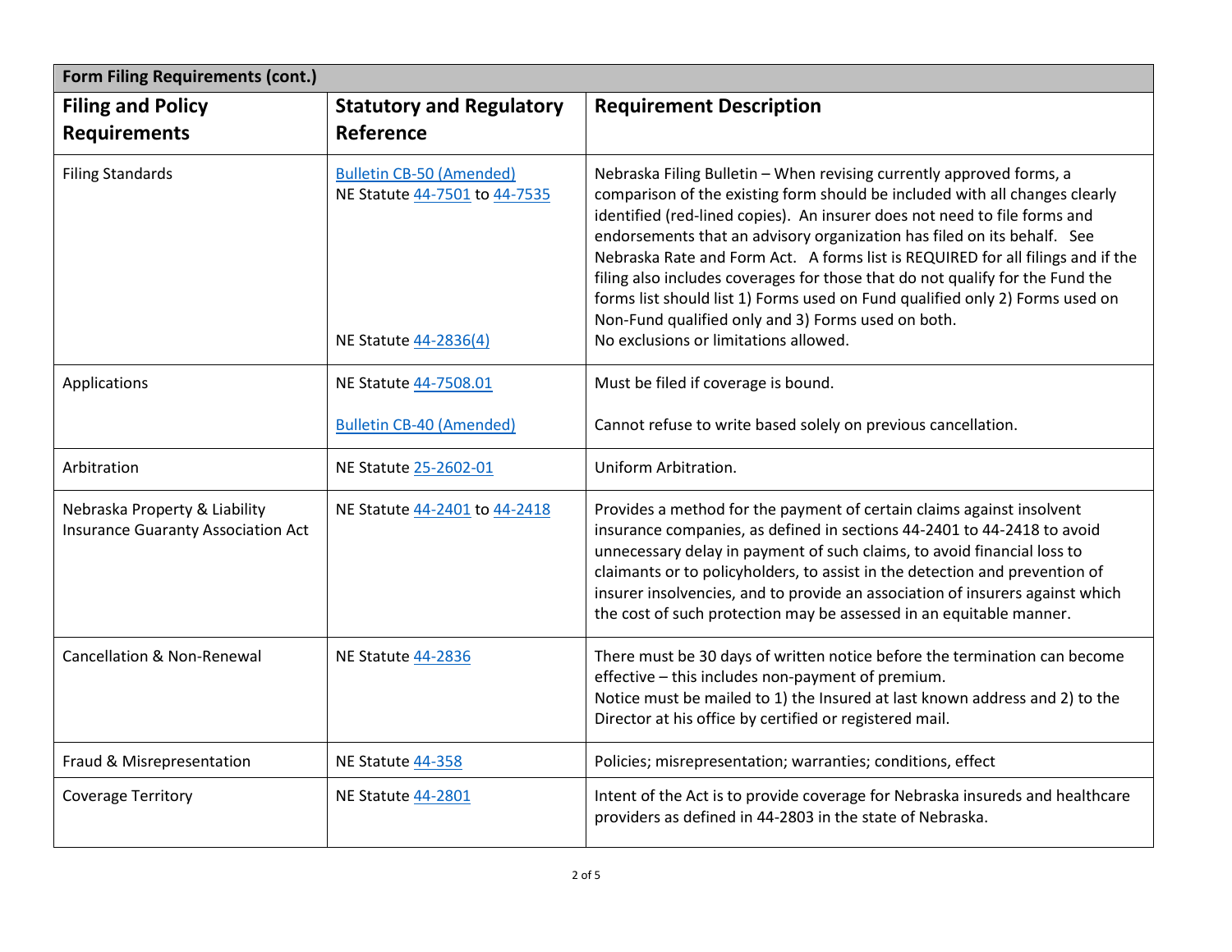| Form Filing Requirements (cont.) | | |
|---|---|---|
| **Filing and Policy Requirements** | **Statutory and Regulatory Reference** | **Requirement Description** |
| Filing Standards | Bulletin CB-50 (Amended)<br>NE Statute 44-7501 to 44-7535<br><br>NE Statute 44-2836(4) | Nebraska Filing Bulletin – When revising currently approved forms, a comparison of the existing form should be included with all changes clearly identified (red-lined copies). An insurer does not need to file forms and endorsements that an advisory organization has filed on its behalf. See Nebraska Rate and Form Act. A forms list is REQUIRED for all filings and if the filing also includes coverages for those that do not qualify for the Fund the forms list should list 1) Forms used on Fund qualified only 2) Forms used on Non-Fund qualified only and 3) Forms used on both.<br>No exclusions or limitations allowed. |
| Applications | NE Statute 44-7508.01<br><br>Bulletin CB-40 (Amended) | Must be filed if coverage is bound.<br><br>Cannot refuse to write based solely on previous cancellation. |
| Arbitration | NE Statute 25-2602-01 | Uniform Arbitration. |
| Nebraska Property & Liability Insurance Guaranty Association Act | NE Statute 44-2401 to 44-2418 | Provides a method for the payment of certain claims against insolvent insurance companies, as defined in sections 44-2401 to 44-2418 to avoid unnecessary delay in payment of such claims, to avoid financial loss to claimants or to policyholders, to assist in the detection and prevention of insurer insolvencies, and to provide an association of insurers against which the cost of such protection may be assessed in an equitable manner. |
| Cancellation & Non-Renewal | NE Statute 44-2836 | There must be 30 days of written notice before the termination can become effective – this includes non-payment of premium.<br>Notice must be mailed to 1) the Insured at last known address and 2) to the Director at his office by certified or registered mail. |
| Fraud & Misrepresentation | NE Statute 44-358 | Policies; misrepresentation; warranties; conditions, effect |
| Coverage Territory | NE Statute 44-2801 | Intent of the Act is to provide coverage for Nebraska insureds and healthcare providers as defined in 44-2803 in the state of Nebraska. |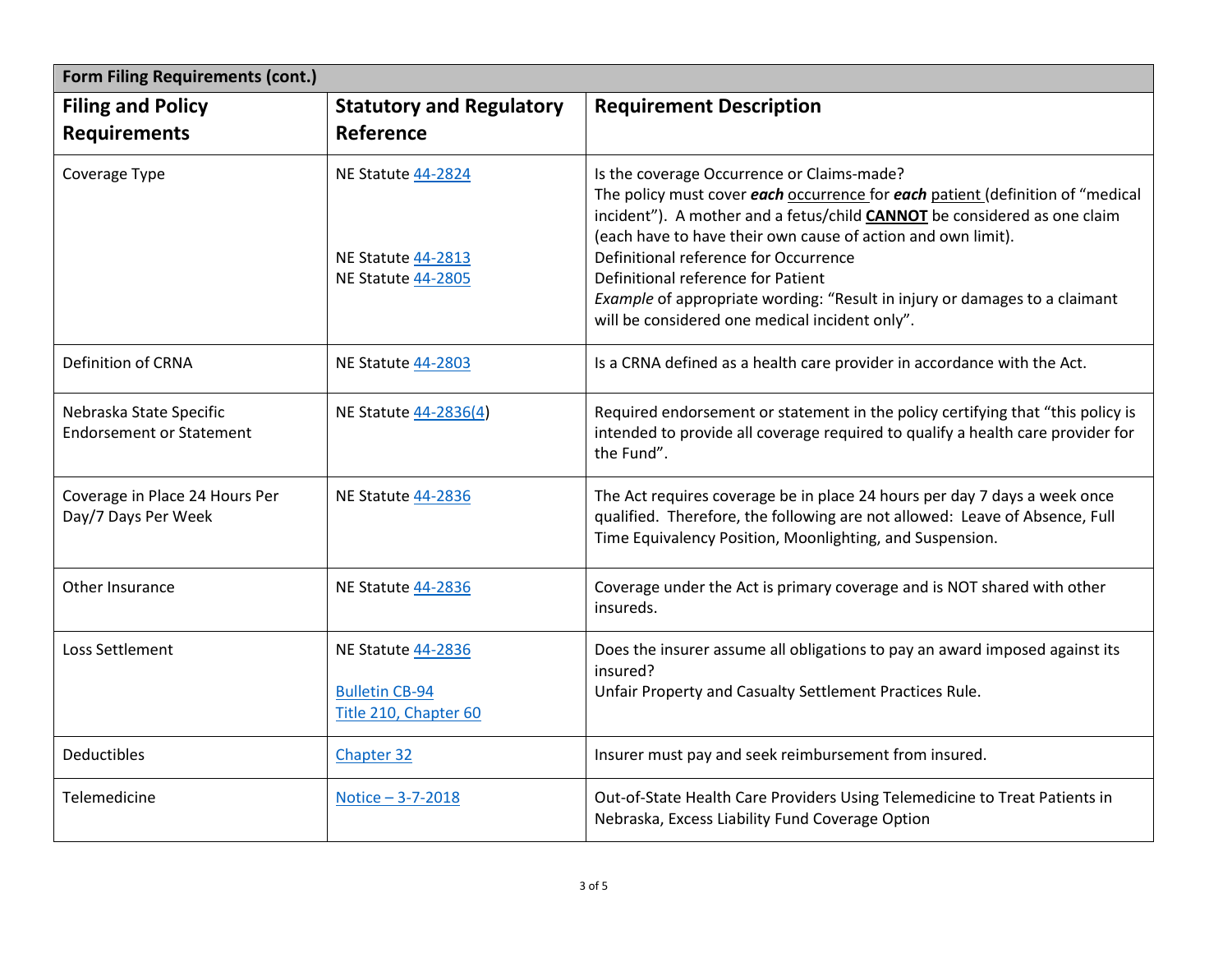| Form Filing Requirements (cont.) | | |
|---|---|---|
| **Filing and Policy Requirements** | **Statutory and Regulatory Reference** | **Requirement Description** |
| Coverage Type | NE Statute 44-2824<br><br><br>NE Statute 44-2813<br>NE Statute 44-2805 | Is the coverage Occurrence or Claims-made?<br>The policy must cover ***each*** occurrence for ***each*** patient (definition of "medical incident"). A mother and a fetus/child **CANNOT** be considered as one claim (each have to have their own cause of action and own limit).<br>Definitional reference for Occurrence<br>Definitional reference for Patient<br>*Example* of appropriate wording: "Result in injury or damages to a claimant will be considered one medical incident only". |
| Definition of CRNA | NE Statute 44-2803 | Is a CRNA defined as a health care provider in accordance with the Act. |
| Nebraska State Specific Endorsement or Statement | NE Statute 44-2836(4) | Required endorsement or statement in the policy certifying that "this policy is intended to provide all coverage required to qualify a health care provider for the Fund". |
| Coverage in Place 24 Hours Per Day/7 Days Per Week | NE Statute 44-2836 | The Act requires coverage be in place 24 hours per day 7 days a week once qualified. Therefore, the following are not allowed: Leave of Absence, Full Time Equivalency Position, Moonlighting, and Suspension. |
| Other Insurance | NE Statute 44-2836 | Coverage under the Act is primary coverage and is NOT shared with other insureds. |
| Loss Settlement | NE Statute 44-2836<br><br>Bulletin CB-94<br>Title 210, Chapter 60 | Does the insurer assume all obligations to pay an award imposed against its insured?<br>Unfair Property and Casualty Settlement Practices Rule. |
| Deductibles | Chapter 32 | Insurer must pay and seek reimbursement from insured. |
| Telemedicine | Notice – 3-7-2018 | Out-of-State Health Care Providers Using Telemedicine to Treat Patients in Nebraska, Excess Liability Fund Coverage Option |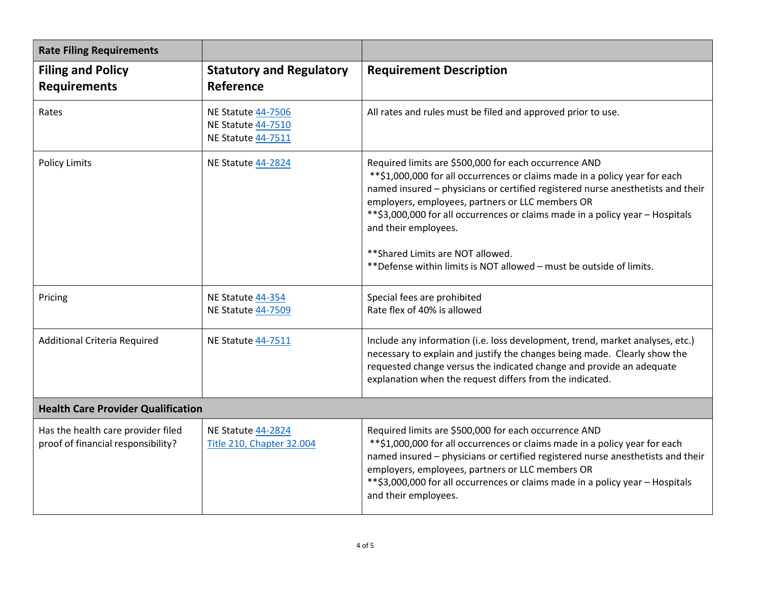| Rate Filing Requirements | | |
|---|---|---|
| **Filing and Policy Requirements** | **Statutory and Regulatory Reference** | **Requirement Description** |
| Rates | NE Statute 44-7506<br>NE Statute 44-7510<br>NE Statute 44-7511 | All rates and rules must be filed and approved prior to use. |
| Policy Limits | NE Statute 44-2824 | Required limits are $500,000 for each occurrence AND<br>**$1,000,000 for all occurrences or claims made in a policy year for each named insured – physicians or certified registered nurse anesthetists and their employers, employees, partners or LLC members OR<br>**$3,000,000 for all occurrences or claims made in a policy year – Hospitals and their employees.<br><br>**Shared Limits are NOT allowed.<br>**Defense within limits is NOT allowed – must be outside of limits. |
| Pricing | NE Statute 44-354<br>NE Statute 44-7509 | Special fees are prohibited<br>Rate flex of 40% is allowed |
| Additional Criteria Required | NE Statute 44-7511 | Include any information (i.e. loss development, trend, market analyses, etc.) necessary to explain and justify the changes being made. Clearly show the requested change versus the indicated change and provide an adequate explanation when the request differs from the indicated. |
| **Health Care Provider Qualification** | | |
| Has the health care provider filed proof of financial responsibility? | NE Statute 44-2824<br>Title 210, Chapter 32.004 | Required limits are $500,000 for each occurrence AND<br>**$1,000,000 for all occurrences or claims made in a policy year for each named insured – physicians or certified registered nurse anesthetists and their employers, employees, partners or LLC members OR<br>**$3,000,000 for all occurrences or claims made in a policy year – Hospitals and their employees. |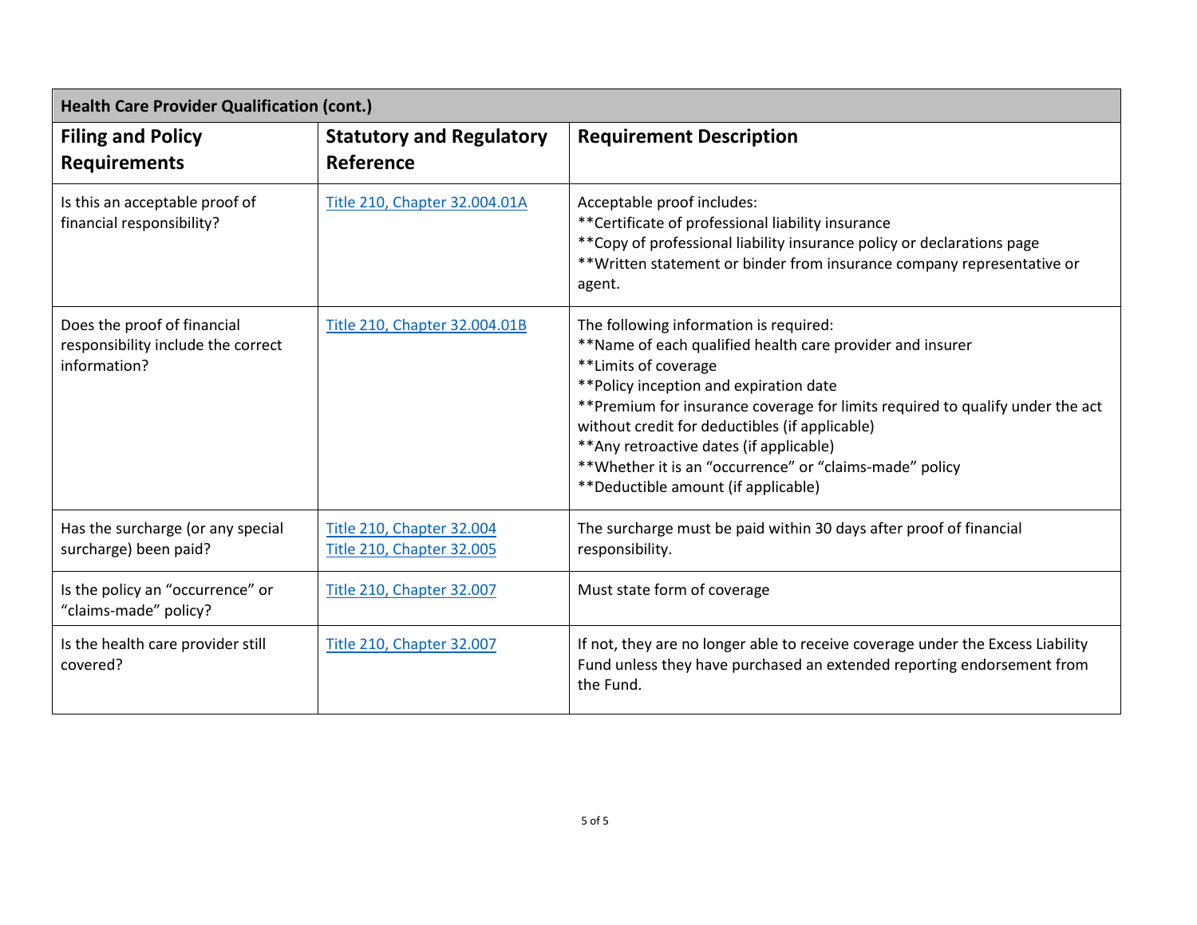| Health Care Provider Qualification (cont.) | | |
| --- | --- | --- |
| **Filing and Policy Requirements** | **Statutory and Regulatory Reference** | **Requirement Description** |
| Is this an acceptable proof of financial responsibility? | Title 210, Chapter 32.004.01A | Acceptable proof includes:<br>**Certificate of professional liability insurance<br>**Copy of professional liability insurance policy or declarations page<br>**Written statement or binder from insurance company representative or agent. |
| Does the proof of financial responsibility include the correct information? | Title 210, Chapter 32.004.01B | The following information is required:<br>**Name of each qualified health care provider and insurer<br>**Limits of coverage<br>**Policy inception and expiration date<br>**Premium for insurance coverage for limits required to qualify under the act without credit for deductibles (if applicable)<br>**Any retroactive dates (if applicable)<br>**Whether it is an "occurrence" or "claims-made" policy<br>**Deductible amount (if applicable) |
| Has the surcharge (or any special surcharge) been paid? | Title 210, Chapter 32.004<br>Title 210, Chapter 32.005 | The surcharge must be paid within 30 days after proof of financial responsibility. |
| Is the policy an "occurrence" or "claims-made" policy? | Title 210, Chapter 32.007 | Must state form of coverage |
| Is the health care provider still covered? | Title 210, Chapter 32.007 | If not, they are no longer able to receive coverage under the Excess Liability Fund unless they have purchased an extended reporting endorsement from the Fund. |